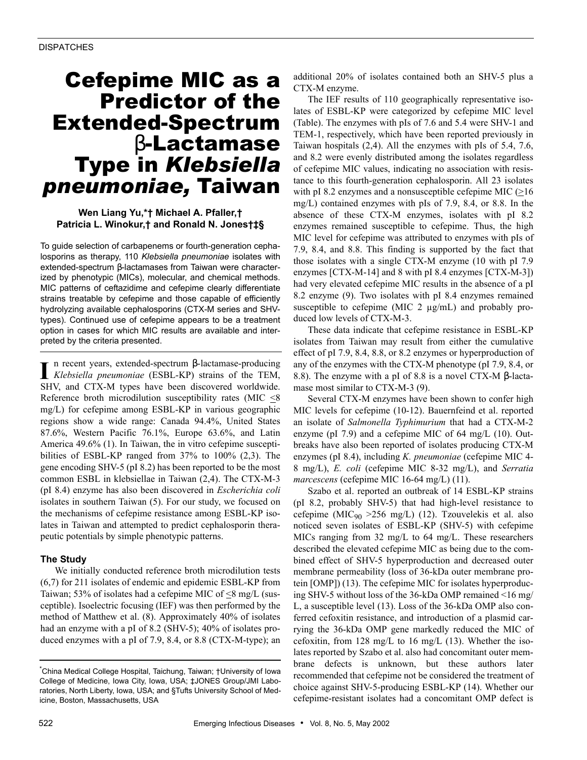# Cefepime MIC as a Predictor of the Extended-Spectrum β-Lactamase Type in *Klebsiella pneumoniae,* Taiwan

**Wen Liang Yu,*† Michael A. Pfaller,† Patricia L. Winokur,† and Ronald N. Jones†‡§**

To guide selection of carbapenems or fourth-generation cephalosporins as therapy, 110 *Klebsiella pneumoniae* isolates with extended-spectrum β-lactamases from Taiwan were characterized by phenotypic (MICs), molecular, and chemical methods. MIC patterns of ceftazidime and cefepime clearly differentiate strains treatable by cefepime and those capable of efficiently hydrolyzing available cephalosporins (CTX-M series and SHV-types). Continued use of cefepime appears to be a treatment option in cases for which MIC results are available and interpreted by the criteria presented.

In recent years, extended-spectrum β-lactamase-producing *Klebsiella pneumoniae* (ESBL-KP) strains of the TEM, SHV, and CTX-M types have been discovered worldwide. Reference broth microdilution susceptibility rates (MIC $\leq$8 mg/L) for cefepime among ESBL-KP in various geographic regions show a wide range: Canada 94.4%, United States 87.6%, Western Pacific 76.1%, Europe 63.6%, and Latin America 49.6% (1). In Taiwan, the in vitro cefepime susceptibilities of ESBL-KP ranged from 37% to 100% (2,3). The gene encoding SHV-5 (pI 8.2) has been reported to be the most common ESBL in klebsiellae in Taiwan (2,4). The CTX-M-3 (pI 8.4) enzyme has also been discovered in *Escherichia coli* isolates in southern Taiwan (5). For our study, we focused on the mechanisms of cefepime resistance among ESBL-KP isolates in Taiwan and attempted to predict cephalosporin therapeutic potentials by simple phenotypic patterns.

## The Study

We initially conducted reference broth microdilution tests (6,7) for 211 isolates of endemic and epidemic ESBL-KP from Taiwan; 53% of isolates had a cefepime MIC of $\leq$8 mg/L (susceptible). Isoelectric focusing (IEF) was then performed by the method of Matthew et al. (8). Approximately 40% of isolates had an enzyme with a pI of 8.2 (SHV-5); 40% of isolates produced enzymes with a pI of 7.9, 8.4, or 8.8 (CTX-M-type); an additional 20% of isolates contained both an SHV-5 plus a CTX-M enzyme.

The IEF results of 110 geographically representative isolates of ESBL-KP were categorized by cefepime MIC level (Table). The enzymes with pIs of 7.6 and 5.4 were SHV-1 and TEM-1, respectively, which have been reported previously in Taiwan hospitals (2,4). All the enzymes with pIs of 5.4, 7.6, and 8.2 were evenly distributed among the isolates regardless of cefepime MIC values, indicating no association with resistance to this fourth-generation cephalosporin. All 23 isolates with pI 8.2 enzymes and a nonsusceptible cefepime MIC ($\geq$16 mg/L) contained enzymes with pIs of 7.9, 8.4, or 8.8. In the absence of these CTX-M enzymes, isolates with pI 8.2 enzymes remained susceptible to cefepime. Thus, the high MIC level for cefepime was attributed to enzymes with pIs of 7.9, 8.4, and 8.8. This finding is supported by the fact that those isolates with a single CTX-M enzyme (10 with pI 7.9 enzymes [CTX-M-14] and 8 with pI 8.4 enzymes [CTX-M-3]) had very elevated cefepime MIC results in the absence of a pI 8.2 enzyme (9). Two isolates with pI 8.4 enzymes remained susceptible to cefepime (MIC 2 μg/mL) and probably produced low levels of CTX-M-3.

These data indicate that cefepime resistance in ESBL-KP isolates from Taiwan may result from either the cumulative effect of pI 7.9, 8.4, 8.8, or 8.2 enzymes or hyperproduction of any of the enzymes with the CTX-M phenotype (pI 7.9, 8.4, or 8.8). The enzyme with a pI of 8.8 is a novel CTX-M β-lactamase most similar to CTX-M-3 (9).

Several CTX-M enzymes have been shown to confer high MIC levels for cefepime (10-12). Bauernfeind et al. reported an isolate of *Salmonella Typhimurium* that had a CTX-M-2 enzyme (pI 7.9) and a cefepime MIC of 64 mg/L (10). Outbreaks have also been reported of isolates producing CTX-M enzymes (pI 8.4), including *K. pneumoniae* (cefepime MIC 4-8 mg/L), *E. coli* (cefepime MIC 8-32 mg/L), and *Serratia marcescens* (cefepime MIC 16-64 mg/L) (11).

Szabo et al. reported an outbreak of 14 ESBL-KP strains (pI 8.2, probably SHV-5) that had high-level resistance to cefepime ($MIC_{90}$ >256 mg/L) (12). Tzouvelekis et al. also noticed seven isolates of ESBL-KP (SHV-5) with cefepime MICs ranging from 32 mg/L to 64 mg/L. These researchers described the elevated cefepime MIC as being due to the combined effect of SHV-5 hyperproduction and decreased outer membrane permeability (loss of 36-kDa outer membrane protein [OMP]) (13). The cefepime MIC for isolates hyperproducing SHV-5 without loss of the 36-kDa OMP remained <16 mg/L, a susceptible level (13). Loss of the 36-kDa OMP also conferred cefoxitin resistance, and introduction of a plasmid carrying the 36-kDa OMP gene markedly reduced the MIC of cefoxitin, from 128 mg/L to 16 mg/L (13). Whether the isolates reported by Szabo et al. also had concomitant outer membrane defects is unknown, but these authors later recommended that cefepime not be considered the treatment of choice against SHV-5-producing ESBL-KP (14). Whether our cefepime-resistant isolates had a concomitant OMP defect is

*China Medical College Hospital, Taichung, Taiwan; †University of Iowa College of Medicine, Iowa City, Iowa, USA; ‡JONES Group/JMI Laboratories, North Liberty, Iowa, USA; and §Tufts University School of Medicine, Boston, Massachusetts, USA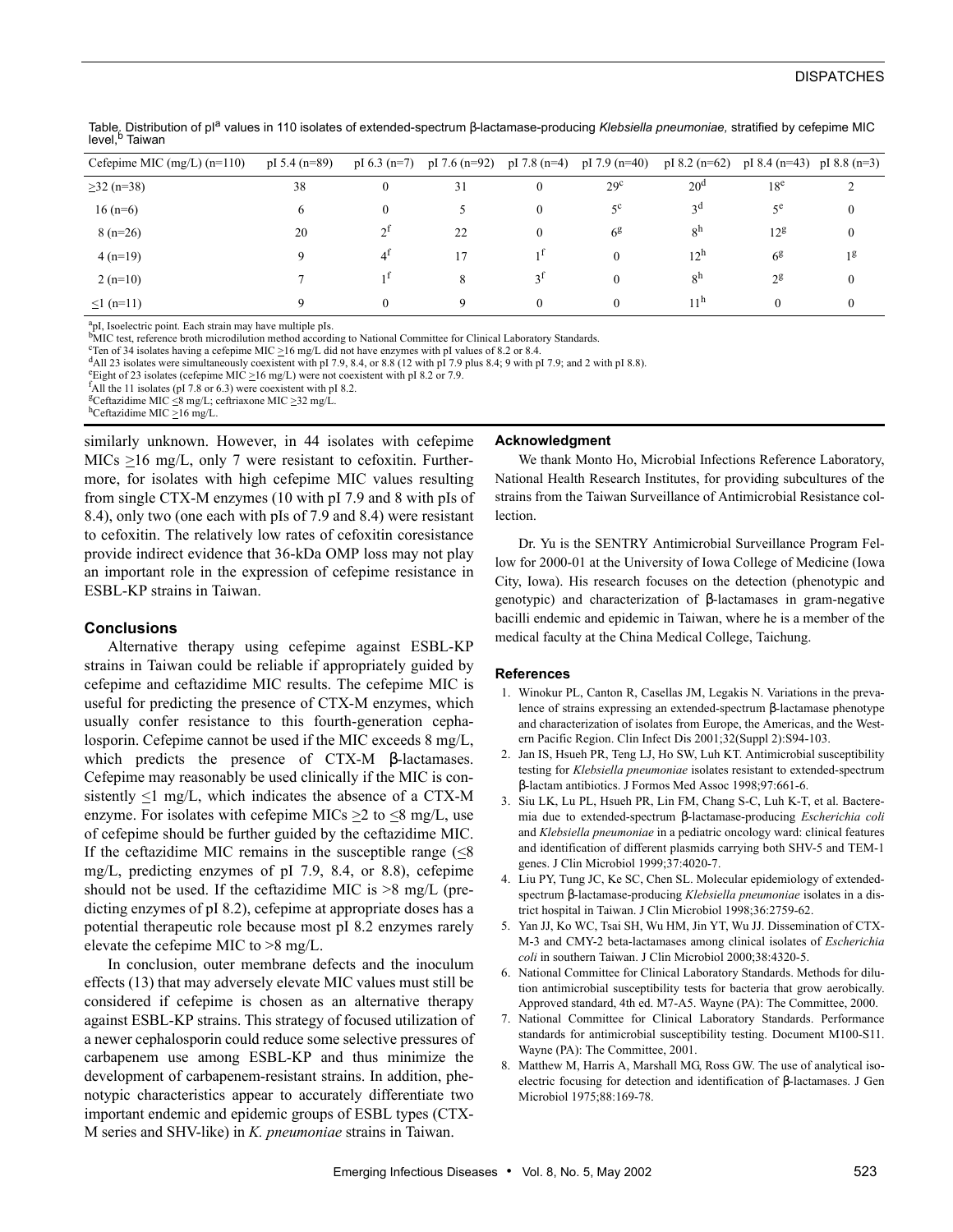Table. Distribution of pI[a] values in 110 isolates of extended-spectrum β-lactamase-producing *Klebsiella pneumoniae,* stratified by cefepime MIC level,[b] Taiwan

| Cefepime MIC (mg/L) (n=110) | pI 5.4 (n=89) | pI 6.3 (n=7) | pI 7.6 (n=92) | pI 7.8 (n=4) | pI 7.9 (n=40) | pI 8.2 (n=62) | pI 8.4 (n=43) | pI 8.8 (n=3) |
|---|---|---|---|---|---|---|---|---|
| ≥32 (n=38) | 38 | 0 | 31 | 0 | 29[c] | 20[d] | 18[e] | 2 |
| 16 (n=6) | 6 | 0 | 5 | 0 | 5[c] | 3[d] | 5[e] | 0 |
| 8 (n=26) | 20 | 2[f] | 22 | 0 | 6[g] | 8[h] | 12[g] | 0 |
| 4 (n=19) | 9 | 4[f] | 17 | 1[f] | 0 | 12[h] | 6[g] | 1[g] |
| 2 (n=10) | 7 | 1[f] | 8 | 3[f] | 0 | 8[h] | 2[g] | 0 |
| ≤1 (n=11) | 9 | 0 | 9 | 0 | 0 | 11[h] | 0 | 0 |

[a]pI, Isoelectric point. Each strain may have multiple pIs.
[b]MIC test, reference broth microdilution method according to National Committee for Clinical Laboratory Standards.
[c]Ten of 34 isolates having a cefepime MIC ≥16 mg/L did not have enzymes with pI values of 8.2 or 8.4.
[d]All 23 isolates were simultaneously coexistent with pI 7.9, 8.4, or 8.8 (12 with pI 7.9 plus 8.4; 9 with pI 7.9; and 2 with pI 8.8).
[e]Eight of 23 isolates (cefepime MIC ≥16 mg/L) were not coexistent with pI 8.2 or 7.9.
[f]All the 11 isolates (pI 7.8 or 6.3) were coexistent with pI 8.2.
[g]Ceftazidime MIC ≤8 mg/L; ceftriaxone MIC ≥32 mg/L.
[h]Ceftazidime MIC ≥16 mg/L.

similarly unknown. However, in 44 isolates with cefepime MICs ≥16 mg/L, only 7 were resistant to cefoxitin. Furthermore, for isolates with high cefepime MIC values resulting from single CTX-M enzymes (10 with pI 7.9 and 8 with pIs of 8.4), only two (one each with pIs of 7.9 and 8.4) were resistant to cefoxitin. The relatively low rates of cefoxitin coresistance provide indirect evidence that 36-kDa OMP loss may not play an important role in the expression of cefepime resistance in ESBL-KP strains in Taiwan.

## Conclusions

Alternative therapy using cefepime against ESBL-KP strains in Taiwan could be reliable if appropriately guided by cefepime and ceftazidime MIC results. The cefepime MIC is useful for predicting the presence of CTX-M enzymes, which usually confer resistance to this fourth-generation cephalosporin. Cefepime cannot be used if the MIC exceeds 8 mg/L, which predicts the presence of CTX-M β-lactamases. Cefepime may reasonably be used clinically if the MIC is consistently ≤1 mg/L, which indicates the absence of a CTX-M enzyme. For isolates with cefepime MICs ≥2 to ≤8 mg/L, use of cefepime should be further guided by the ceftazidime MIC. If the ceftazidime MIC remains in the susceptible range (≤8 mg/L, predicting enzymes of pI 7.9, 8.4, or 8.8), cefepime should not be used. If the ceftazidime MIC is >8 mg/L (predicting enzymes of pI 8.2), cefepime at appropriate doses has a potential therapeutic role because most pI 8.2 enzymes rarely elevate the cefepime MIC to >8 mg/L.

In conclusion, outer membrane defects and the inoculum effects (13) that may adversely elevate MIC values must still be considered if cefepime is chosen as an alternative therapy against ESBL-KP strains. This strategy of focused utilization of a newer cephalosporin could reduce some selective pressures of carbapenem use among ESBL-KP and thus minimize the development of carbapenem-resistant strains. In addition, phenotypic characteristics appear to accurately differentiate two important endemic and epidemic groups of ESBL types (CTX-M series and SHV-like) in *K. pneumoniae* strains in Taiwan.

## Acknowledgment

We thank Monto Ho, Microbial Infections Reference Laboratory, National Health Research Institutes, for providing subcultures of the strains from the Taiwan Surveillance of Antimicrobial Resistance collection.

Dr. Yu is the SENTRY Antimicrobial Surveillance Program Fellow for 2000-01 at the University of Iowa College of Medicine (Iowa City, Iowa). His research focuses on the detection (phenotypic and genotypic) and characterization of β-lactamases in gram-negative bacilli endemic and epidemic in Taiwan, where he is a member of the medical faculty at the China Medical College, Taichung.

## References

1. Winokur PL, Canton R, Casellas JM, Legakis N. Variations in the prevalence of strains expressing an extended-spectrum β-lactamase phenotype and characterization of isolates from Europe, the Americas, and the Western Pacific Region. Clin Infect Dis 2001;32(Suppl 2):S94-103.
2. Jan IS, Hsueh PR, Teng LJ, Ho SW, Luh KT. Antimicrobial susceptibility testing for *Klebsiella pneumoniae* isolates resistant to extended-spectrum β-lactam antibiotics. J Formos Med Assoc 1998;97:661-6.
3. Siu LK, Lu PL, Hsueh PR, Lin FM, Chang S-C, Luh K-T, et al. Bacteremia due to extended-spectrum β-lactamase-producing *Escherichia coli* and *Klebsiella pneumoniae* in a pediatric oncology ward: clinical features and identification of different plasmids carrying both SHV-5 and TEM-1 genes. J Clin Microbiol 1999;37:4020-7.
4. Liu PY, Tung JC, Ke SC, Chen SL. Molecular epidemiology of extended-spectrum β-lactamase-producing *Klebsiella pneumoniae* isolates in a district hospital in Taiwan. J Clin Microbiol 1998;36:2759-62.
5. Yan JJ, Ko WC, Tsai SH, Wu HM, Jin YT, Wu JJ. Dissemination of CTX-M-3 and CMY-2 beta-lactamases among clinical isolates of *Escherichia coli* in southern Taiwan. J Clin Microbiol 2000;38:4320-5.
6. National Committee for Clinical Laboratory Standards. Methods for dilution antimicrobial susceptibility tests for bacteria that grow aerobically. Approved standard, 4th ed. M7-A5. Wayne (PA): The Committee, 2000.
7. National Committee for Clinical Laboratory Standards. Performance standards for antimicrobial susceptibility testing. Document M100-S11. Wayne (PA): The Committee, 2001.
8. Matthew M, Harris A, Marshall MG, Ross GW. The use of analytical isoelectric focusing for detection and identification of β-lactamases. J Gen Microbiol 1975;88:169-78.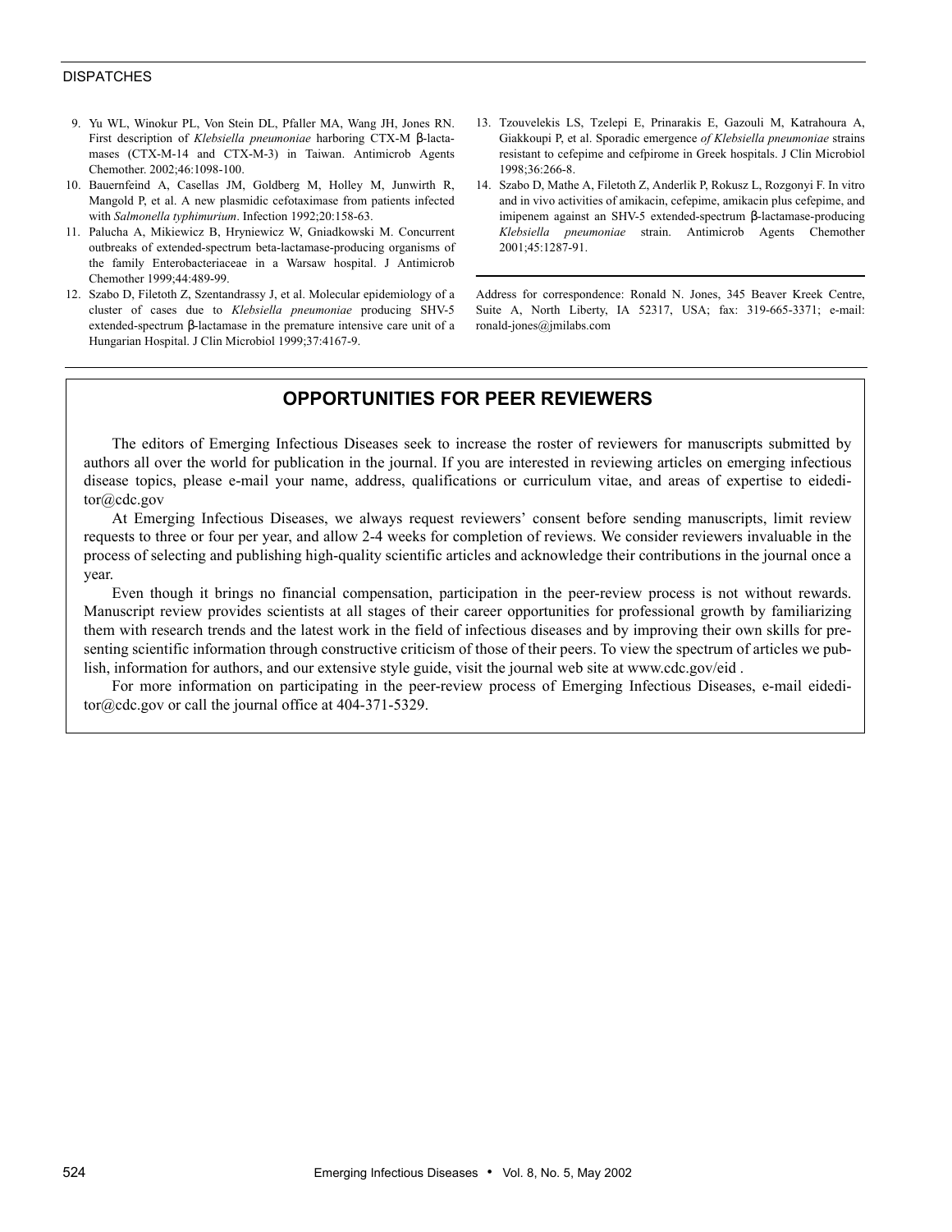9. Yu WL, Winokur PL, Von Stein DL, Pfaller MA, Wang JH, Jones RN. First description of *Klebsiella pneumoniae* harboring CTX-M β-lactamases (CTX-M-14 and CTX-M-3) in Taiwan. Antimicrob Agents Chemother. 2002;46:1098-100.
10. Bauernfeind A, Casellas JM, Goldberg M, Holley M, Junwirth R, Mangold P, et al. A new plasmidic cefotaximase from patients infected with *Salmonella typhimurium*. Infection 1992;20:158-63.
11. Palucha A, Mikiewicz B, Hryniewicz W, Gniadkowski M. Concurrent outbreaks of extended-spectrum beta-lactamase-producing organisms of the family Enterobacteriaceae in a Warsaw hospital. J Antimicrob Chemother 1999;44:489-99.
12. Szabo D, Filetoth Z, Szentandrassy J, et al. Molecular epidemiology of a cluster of cases due to *Klebsiella pneumoniae* producing SHV-5 extended-spectrum β-lactamase in the premature intensive care unit of a Hungarian Hospital. J Clin Microbiol 1999;37:4167-9.
13. Tzouvelekis LS, Tzelepi E, Prinarakis E, Gazouli M, Katrahoura A, Giakkoupi P, et al. Sporadic emergence *of Klebsiella pneumoniae* strains resistant to cefepime and cefpirome in Greek hospitals. J Clin Microbiol 1998;36:266-8.
14. Szabo D, Mathe A, Filetoth Z, Anderlik P, Rokusz L, Rozgonyi F. In vitro and in vivo activities of amikacin, cefepime, amikacin plus cefepime, and imipenem against an SHV-5 extended-spectrum β-lactamase-producing *Klebsiella pneumoniae* strain. Antimicrob Agents Chemother 2001;45:1287-91.

Address for correspondence: Ronald N. Jones, 345 Beaver Kreek Centre, Suite A, North Liberty, IA 52317, USA; fax: 319-665-3371; e-mail: ronald-jones@jmilabs.com

## OPPORTUNITIES FOR PEER REVIEWERS

The editors of Emerging Infectious Diseases seek to increase the roster of reviewers for manuscripts submitted by authors all over the world for publication in the journal. If you are interested in reviewing articles on emerging infectious disease topics, please e-mail your name, address, qualifications or curriculum vitae, and areas of expertise to eideditor@cdc.gov

At Emerging Infectious Diseases, we always request reviewers' consent before sending manuscripts, limit review requests to three or four per year, and allow 2-4 weeks for completion of reviews. We consider reviewers invaluable in the process of selecting and publishing high-quality scientific articles and acknowledge their contributions in the journal once a year.

Even though it brings no financial compensation, participation in the peer-review process is not without rewards. Manuscript review provides scientists at all stages of their career opportunities for professional growth by familiarizing them with research trends and the latest work in the field of infectious diseases and by improving their own skills for presenting scientific information through constructive criticism of those of their peers. To view the spectrum of articles we publish, information for authors, and our extensive style guide, visit the journal web site at www.cdc.gov/eid .

For more information on participating in the peer-review process of Emerging Infectious Diseases, e-mail eideditor@cdc.gov or call the journal office at 404-371-5329.